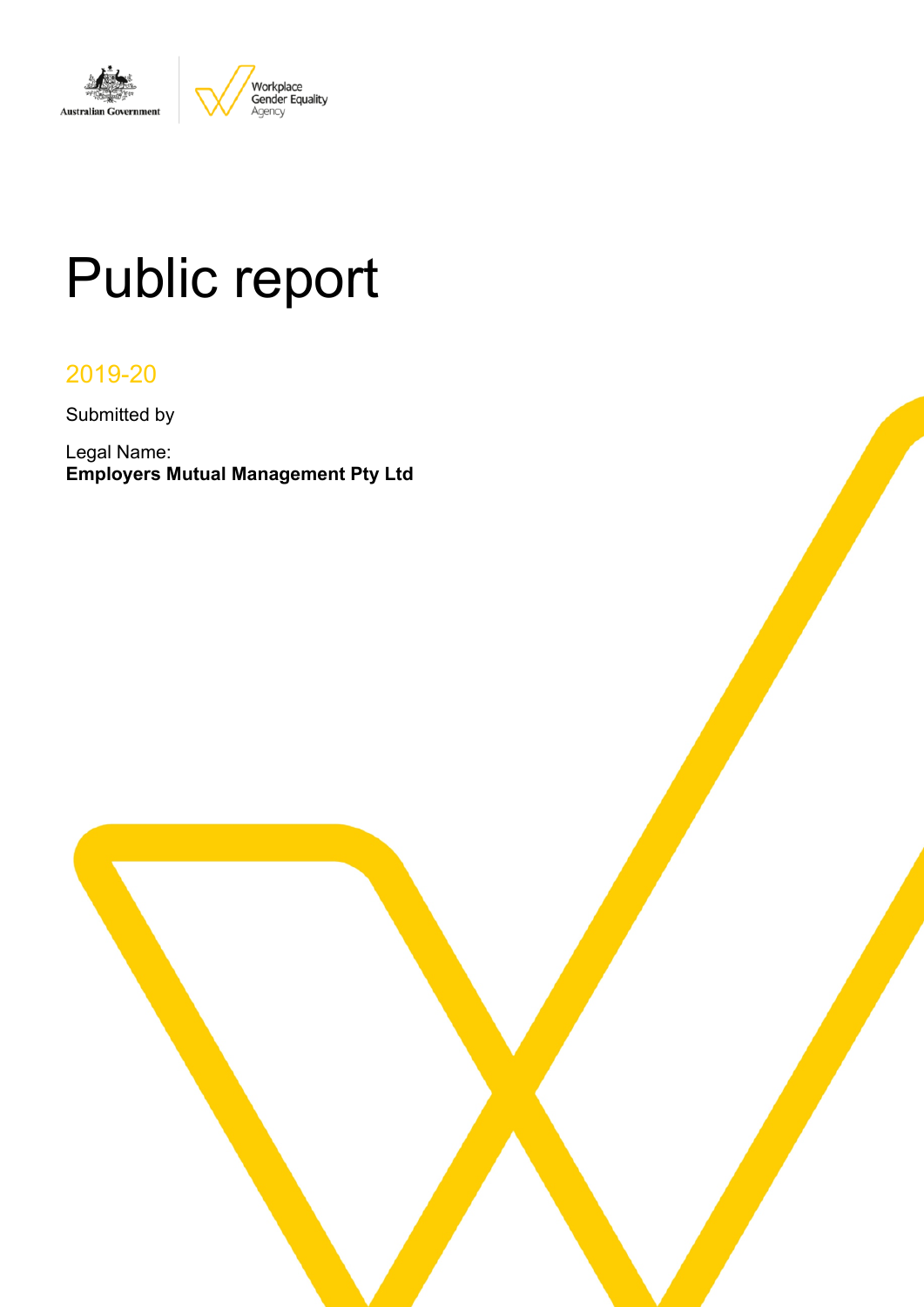Australian Government | Workplace Gender Equality Agency

# Public report

## 2019-20

Submitted by

Legal Name:
**Employers Mutual Management Pty Ltd**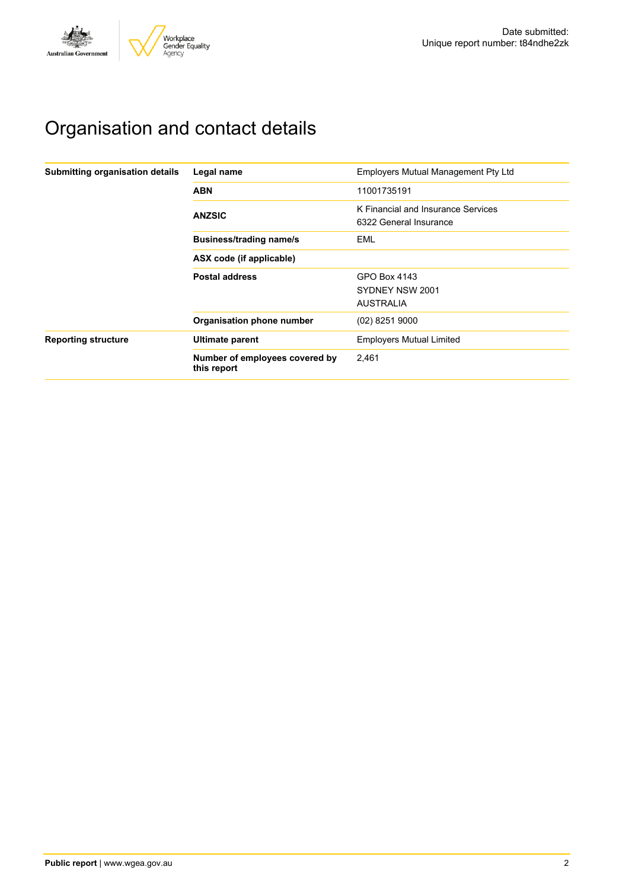Date submitted:
Unique report number: t84ndhe2zk

# Organisation and contact details

| | | |
|---|---|---|
| **Submitting organisation details** | **Legal name** | Employers Mutual Management Pty Ltd |
| | **ABN** | 11001735191 |
| | **ANZSIC** | K Financial and Insurance Services<br>6322 General Insurance |
| | **Business/trading name/s** | EML |
| | **ASX code (if applicable)** | |
| | **Postal address** | GPO Box 4143<br>SYDNEY NSW 2001<br>AUSTRALIA |
| | **Organisation phone number** | (02) 8251 9000 |
| **Reporting structure** | **Ultimate parent** | Employers Mutual Limited |
| | **Number of employees covered by this report** | 2,461 |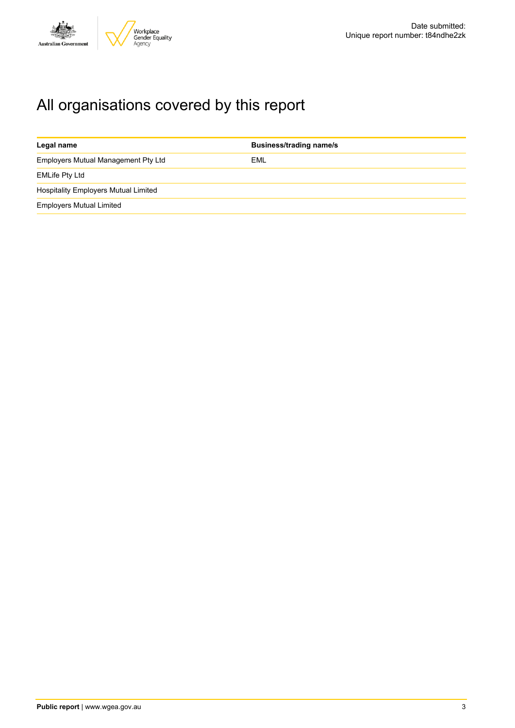# All organisations covered by this report

| Legal name | Business/trading name/s |
| --- | --- |
| Employers Mutual Management Pty Ltd | EML |
| EMLife Pty Ltd | |
| Hospitality Employers Mutual Limited | |
| Employers Mutual Limited | |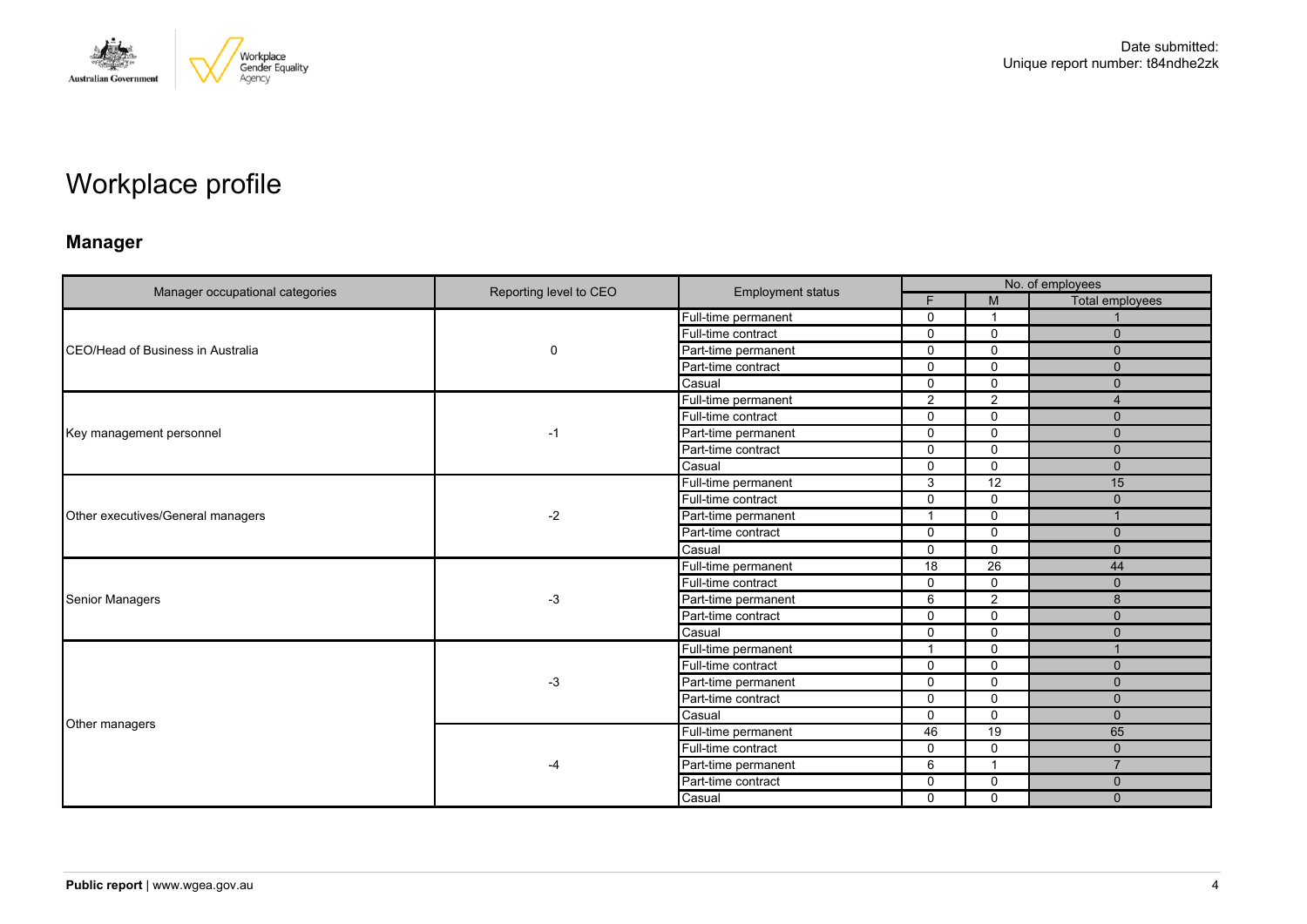Date submitted:
Unique report number: t84ndhe2zk

# Workplace profile

## Manager

| Manager occupational categories | Reporting level to CEO | Employment status | No. of employees | | |
|---|---|---|---|---|---|
| | | | F | M | Total employees |
| CEO/Head of Business in Australia | 0 | Full-time permanent | 0 | 1 | 1 |
| | | Full-time contract | 0 | 0 | 0 |
| | | Part-time permanent | 0 | 0 | 0 |
| | | Part-time contract | 0 | 0 | 0 |
| | | Casual | 0 | 0 | 0 |
| Key management personnel | -1 | Full-time permanent | 2 | 2 | 4 |
| | | Full-time contract | 0 | 0 | 0 |
| | | Part-time permanent | 0 | 0 | 0 |
| | | Part-time contract | 0 | 0 | 0 |
| | | Casual | 0 | 0 | 0 |
| Other executives/General managers | -2 | Full-time permanent | 3 | 12 | 15 |
| | | Full-time contract | 0 | 0 | 0 |
| | | Part-time permanent | 1 | 0 | 1 |
| | | Part-time contract | 0 | 0 | 0 |
| | | Casual | 0 | 0 | 0 |
| Senior Managers | -3 | Full-time permanent | 18 | 26 | 44 |
| | | Full-time contract | 0 | 0 | 0 |
| | | Part-time permanent | 6 | 2 | 8 |
| | | Part-time contract | 0 | 0 | 0 |
| | | Casual | 0 | 0 | 0 |
| Other managers | -3 | Full-time permanent | 1 | 0 | 1 |
| | | Full-time contract | 0 | 0 | 0 |
| | | Part-time permanent | 0 | 0 | 0 |
| | | Part-time contract | 0 | 0 | 0 |
| | | Casual | 0 | 0 | 0 |
| | -4 | Full-time permanent | 46 | 19 | 65 |
| | | Full-time contract | 0 | 0 | 0 |
| | | Part-time permanent | 6 | 1 | 7 |
| | | Part-time contract | 0 | 0 | 0 |
| | | Casual | 0 | 0 | 0 |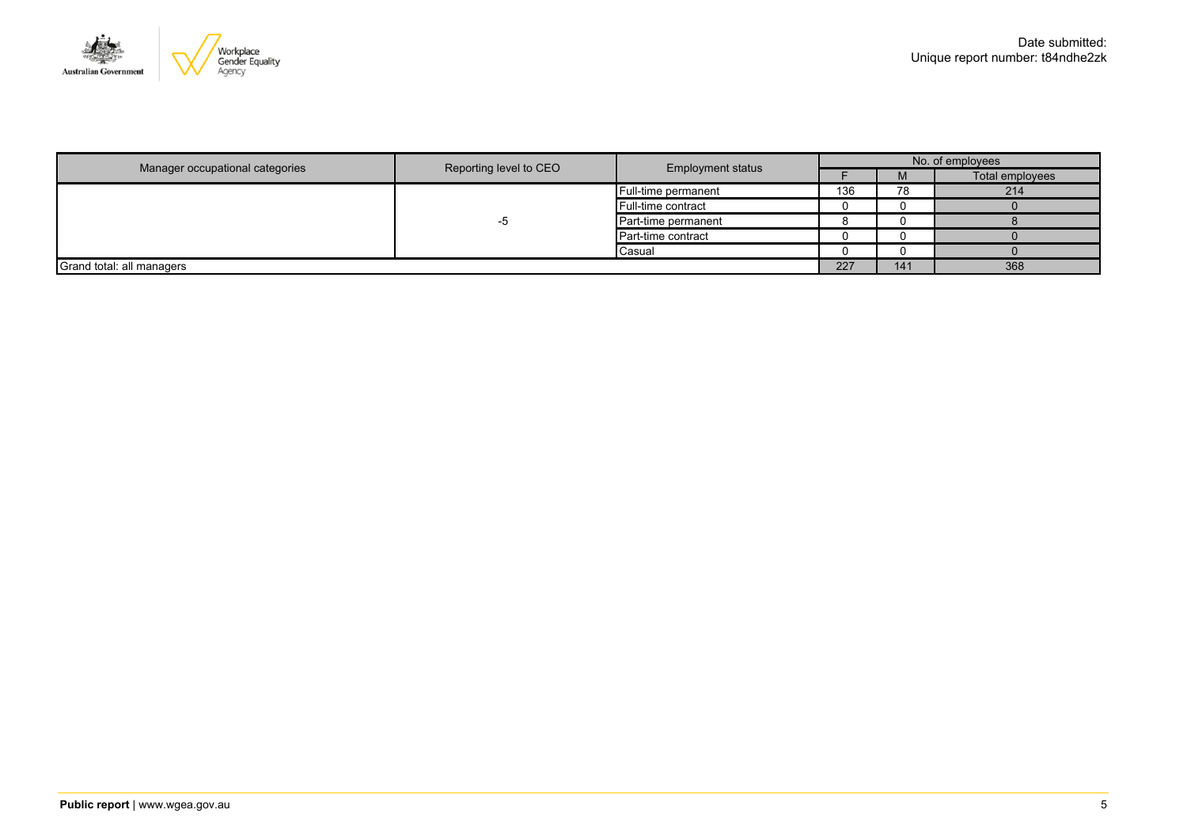Date submitted:
Unique report number: t84ndhe2zk

| Manager occupational categories | Reporting level to CEO | Employment status | No. of employees | | |
|---|---|---|---|---|---|
| | | | F | M | Total employees |
| | -5 | Full-time permanent | 136 | 78 | 214 |
| | | Full-time contract | 0 | 0 | 0 |
| | | Part-time permanent | 8 | 0 | 8 |
| | | Part-time contract | 0 | 0 | 0 |
| | | Casual | 0 | 0 | 0 |
| Grand total: all managers | | | 227 | 141 | 368 |

**Public report** | www.wgea.gov.au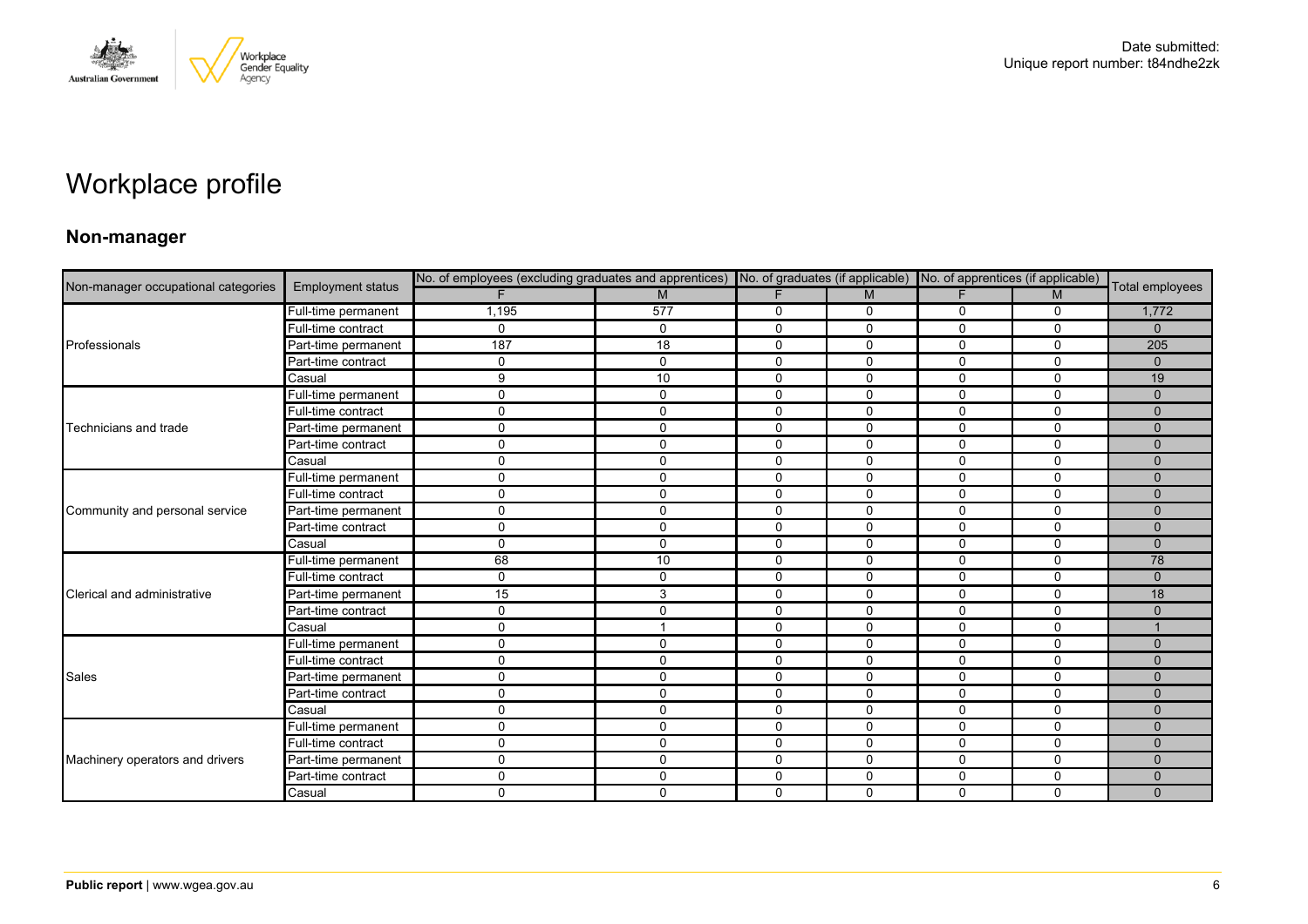# Workplace profile

## Non-manager

| Non-manager occupational categories | Employment status | No. of employees (excluding graduates and apprentices) | | No. of graduates (if applicable) | | No. of apprentices (if applicable) | | Total employees |
|---|---|---|---|---|---|---|---|---|
| | | F | M | F | M | F | M | |
| Professionals | Full-time permanent | 1,195 | 577 | 0 | 0 | 0 | 0 | 1,772 |
| | Full-time contract | 0 | 0 | 0 | 0 | 0 | 0 | 0 |
| | Part-time permanent | 187 | 18 | 0 | 0 | 0 | 0 | 205 |
| | Part-time contract | 0 | 0 | 0 | 0 | 0 | 0 | 0 |
| | Casual | 9 | 10 | 0 | 0 | 0 | 0 | 19 |
| Technicians and trade | Full-time permanent | 0 | 0 | 0 | 0 | 0 | 0 | 0 |
| | Full-time contract | 0 | 0 | 0 | 0 | 0 | 0 | 0 |
| | Part-time permanent | 0 | 0 | 0 | 0 | 0 | 0 | 0 |
| | Part-time contract | 0 | 0 | 0 | 0 | 0 | 0 | 0 |
| | Casual | 0 | 0 | 0 | 0 | 0 | 0 | 0 |
| Community and personal service | Full-time permanent | 0 | 0 | 0 | 0 | 0 | 0 | 0 |
| | Full-time contract | 0 | 0 | 0 | 0 | 0 | 0 | 0 |
| | Part-time permanent | 0 | 0 | 0 | 0 | 0 | 0 | 0 |
| | Part-time contract | 0 | 0 | 0 | 0 | 0 | 0 | 0 |
| | Casual | 0 | 0 | 0 | 0 | 0 | 0 | 0 |
| Clerical and administrative | Full-time permanent | 68 | 10 | 0 | 0 | 0 | 0 | 78 |
| | Full-time contract | 0 | 0 | 0 | 0 | 0 | 0 | 0 |
| | Part-time permanent | 15 | 3 | 0 | 0 | 0 | 0 | 18 |
| | Part-time contract | 0 | 0 | 0 | 0 | 0 | 0 | 0 |
| | Casual | 0 | 1 | 0 | 0 | 0 | 0 | 1 |
| Sales | Full-time permanent | 0 | 0 | 0 | 0 | 0 | 0 | 0 |
| | Full-time contract | 0 | 0 | 0 | 0 | 0 | 0 | 0 |
| | Part-time permanent | 0 | 0 | 0 | 0 | 0 | 0 | 0 |
| | Part-time contract | 0 | 0 | 0 | 0 | 0 | 0 | 0 |
| | Casual | 0 | 0 | 0 | 0 | 0 | 0 | 0 |
| Machinery operators and drivers | Full-time permanent | 0 | 0 | 0 | 0 | 0 | 0 | 0 |
| | Full-time contract | 0 | 0 | 0 | 0 | 0 | 0 | 0 |
| | Part-time permanent | 0 | 0 | 0 | 0 | 0 | 0 | 0 |
| | Part-time contract | 0 | 0 | 0 | 0 | 0 | 0 | 0 |
| | Casual | 0 | 0 | 0 | 0 | 0 | 0 | 0 |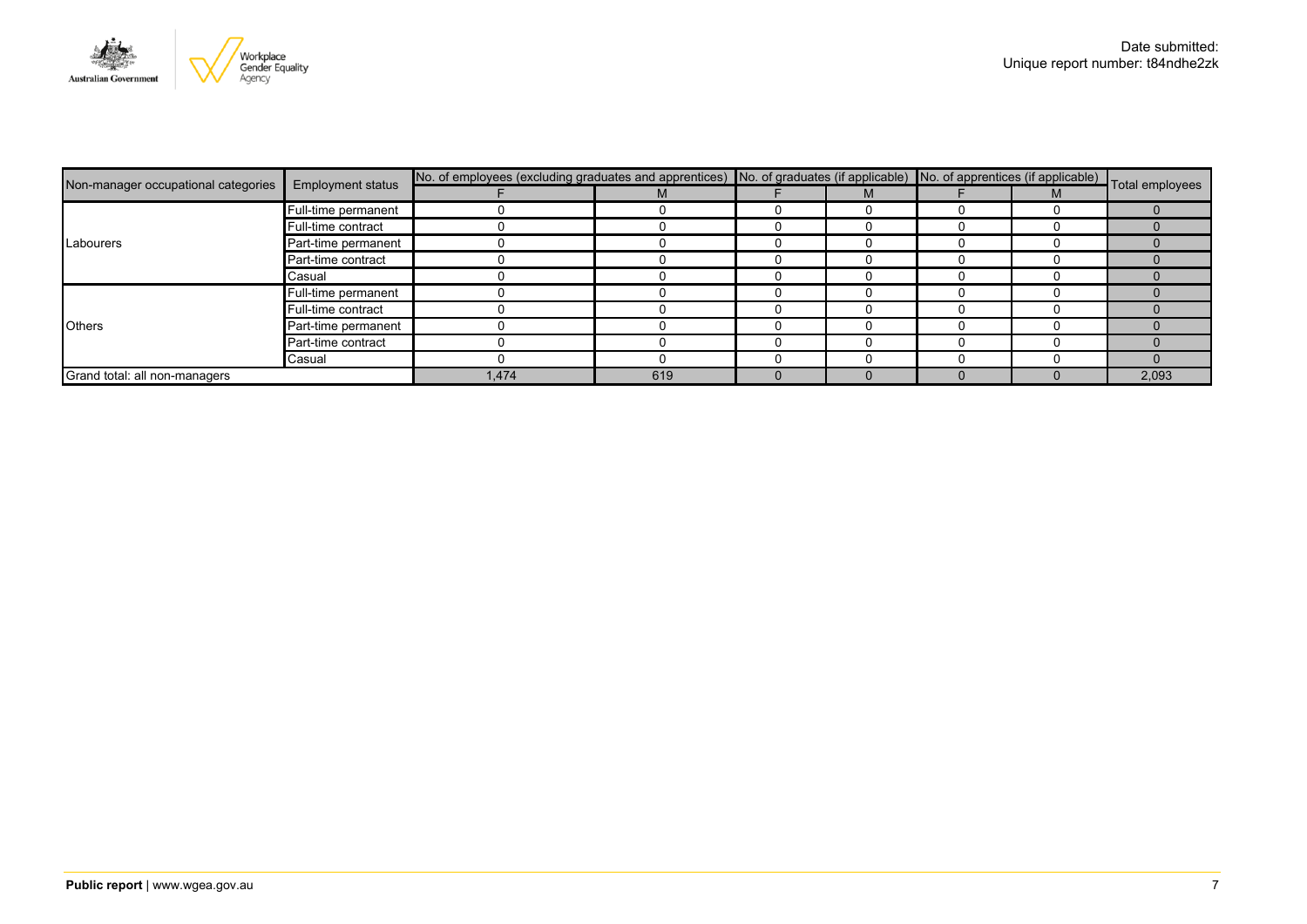Date submitted:
Unique report number: t84ndhe2zk

| Non-manager occupational categories | Employment status | No. of employees (excluding graduates and apprentices) | | No. of graduates (if applicable) | | No. of apprentices (if applicable) | | Total employees |
|---|---|---|---|---|---|---|---|---|
| | | F | M | F | M | F | M | |
| Labourers | Full-time permanent | 0 | 0 | 0 | 0 | 0 | 0 | 0 |
| | Full-time contract | 0 | 0 | 0 | 0 | 0 | 0 | 0 |
| | Part-time permanent | 0 | 0 | 0 | 0 | 0 | 0 | 0 |
| | Part-time contract | 0 | 0 | 0 | 0 | 0 | 0 | 0 |
| | Casual | 0 | 0 | 0 | 0 | 0 | 0 | 0 |
| Others | Full-time permanent | 0 | 0 | 0 | 0 | 0 | 0 | 0 |
| | Full-time contract | 0 | 0 | 0 | 0 | 0 | 0 | 0 |
| | Part-time permanent | 0 | 0 | 0 | 0 | 0 | 0 | 0 |
| | Part-time contract | 0 | 0 | 0 | 0 | 0 | 0 | 0 |
| | Casual | 0 | 0 | 0 | 0 | 0 | 0 | 0 |
| Grand total: all non-managers | | 1,474 | 619 | 0 | 0 | 0 | 0 | 2,093 |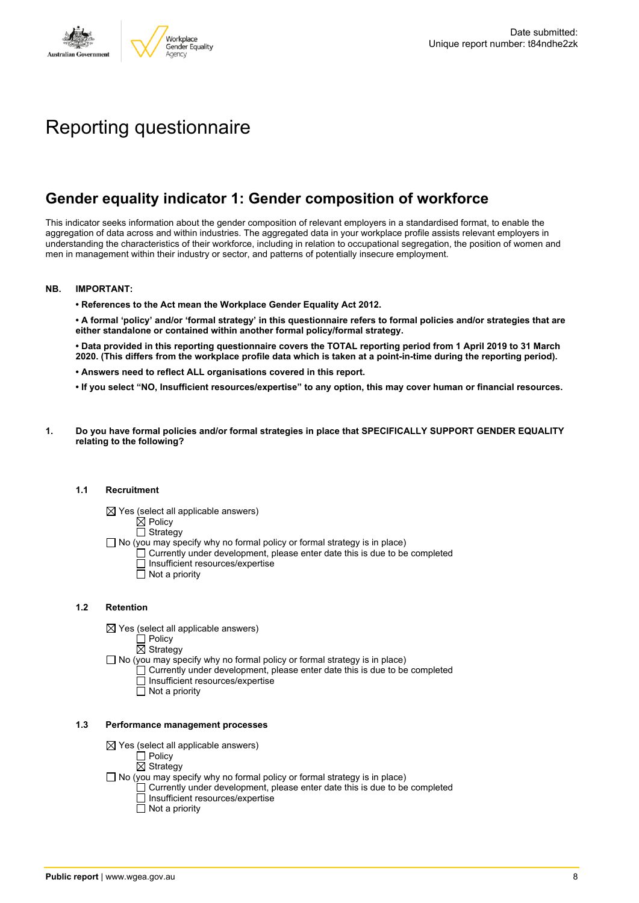Date submitted:
Unique report number: t84ndhe2zk

# Reporting questionnaire

## Gender equality indicator 1: Gender composition of workforce

This indicator seeks information about the gender composition of relevant employers in a standardised format, to enable the aggregation of data across and within industries. The aggregated data in your workplace profile assists relevant employers in understanding the characteristics of their workforce, including in relation to occupational segregation, the position of women and men in management within their industry or sector, and patterns of potentially insecure employment.

**NB. IMPORTANT:**

**• References to the Act mean the Workplace Gender Equality Act 2012.**

**• A formal 'policy' and/or 'formal strategy' in this questionnaire refers to formal policies and/or strategies that are either standalone or contained within another formal policy/formal strategy.**

**• Data provided in this reporting questionnaire covers the TOTAL reporting period from 1 April 2019 to 31 March 2020. (This differs from the workplace profile data which is taken at a point-in-time during the reporting period).**

**• Answers need to reflect ALL organisations covered in this report.**

**• If you select "NO, Insufficient resources/expertise" to any option, this may cover human or financial resources.**

**1. Do you have formal policies and/or formal strategies in place that SPECIFICALLY SUPPORT GENDER EQUALITY relating to the following?**

**1.1 Recruitment**

☒ Yes (select all applicable answers)
- ☒ Policy
- ☐ Strategy

☐ No (you may specify why no formal policy or formal strategy is in place)
- ☐ Currently under development, please enter date this is due to be completed
- ☐ Insufficient resources/expertise
- ☐ Not a priority

**1.2 Retention**

☒ Yes (select all applicable answers)
- ☐ Policy
- ☒ Strategy

☐ No (you may specify why no formal policy or formal strategy is in place)
- ☐ Currently under development, please enter date this is due to be completed
- ☐ Insufficient resources/expertise
- ☐ Not a priority

**1.3 Performance management processes**

☒ Yes (select all applicable answers)
- ☐ Policy
- ☒ Strategy

☐ No (you may specify why no formal policy or formal strategy is in place)
- ☐ Currently under development, please enter date this is due to be completed
- ☐ Insufficient resources/expertise
- ☐ Not a priority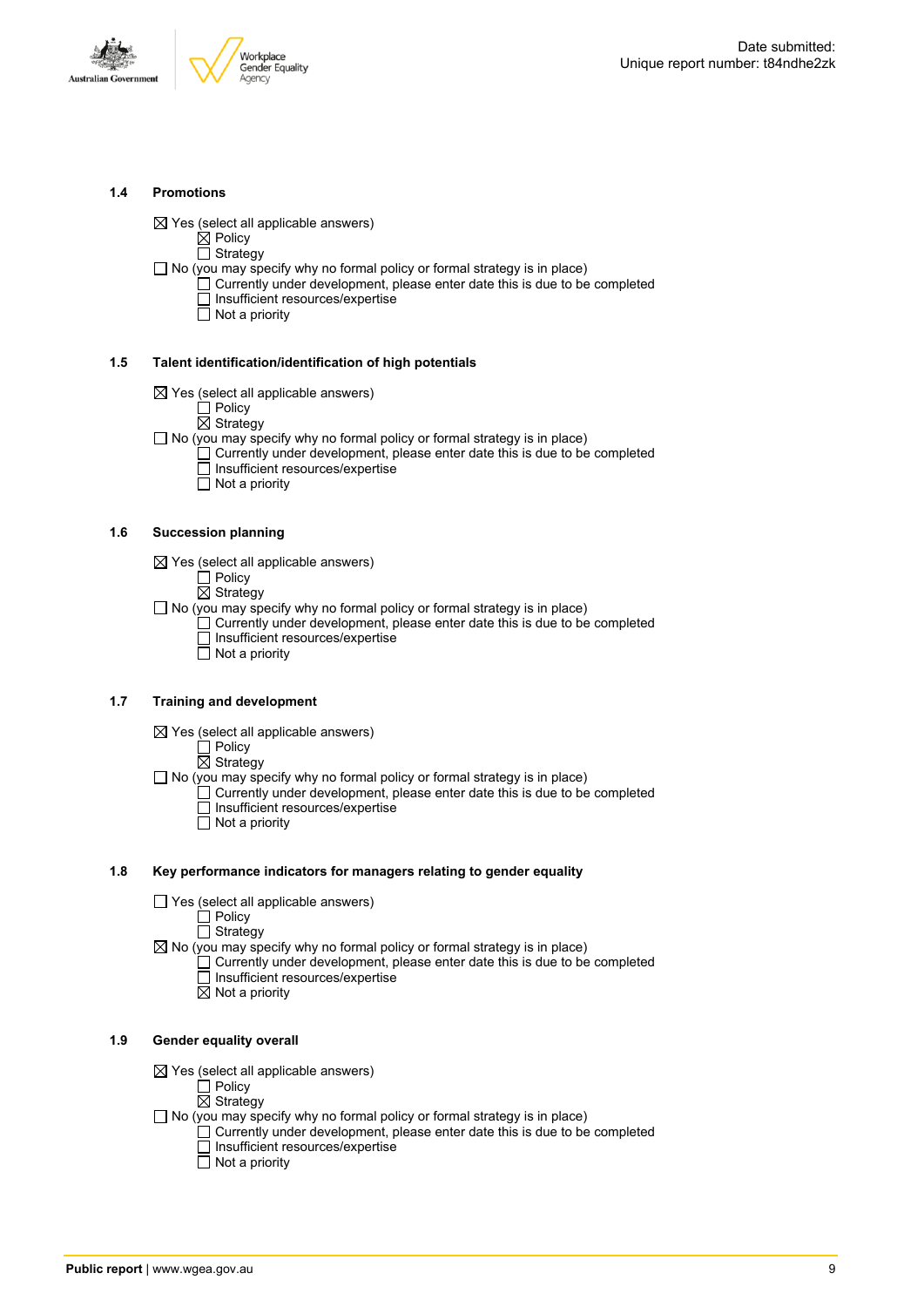### 1.4 Promotions

☒ Yes (select all applicable answers)
- ☒ Policy
- ☐ Strategy

☐ No (you may specify why no formal policy or formal strategy is in place)
- ☐ Currently under development, please enter date this is due to be completed
- ☐ Insufficient resources/expertise
- ☐ Not a priority

### 1.5 Talent identification/identification of high potentials

☒ Yes (select all applicable answers)
- ☐ Policy
- ☒ Strategy

☐ No (you may specify why no formal policy or formal strategy is in place)
- ☐ Currently under development, please enter date this is due to be completed
- ☐ Insufficient resources/expertise
- ☐ Not a priority

### 1.6 Succession planning

☒ Yes (select all applicable answers)
- ☐ Policy
- ☒ Strategy

☐ No (you may specify why no formal policy or formal strategy is in place)
- ☐ Currently under development, please enter date this is due to be completed
- ☐ Insufficient resources/expertise
- ☐ Not a priority

### 1.7 Training and development

☒ Yes (select all applicable answers)
- ☐ Policy
- ☒ Strategy

☐ No (you may specify why no formal policy or formal strategy is in place)
- ☐ Currently under development, please enter date this is due to be completed
- ☐ Insufficient resources/expertise
- ☐ Not a priority

### 1.8 Key performance indicators for managers relating to gender equality

☐ Yes (select all applicable answers)
- ☐ Policy
- ☐ Strategy

☒ No (you may specify why no formal policy or formal strategy is in place)
- ☐ Currently under development, please enter date this is due to be completed
- ☐ Insufficient resources/expertise
- ☒ Not a priority

### 1.9 Gender equality overall

☒ Yes (select all applicable answers)
- ☐ Policy
- ☒ Strategy

☐ No (you may specify why no formal policy or formal strategy is in place)
- ☐ Currently under development, please enter date this is due to be completed
- ☐ Insufficient resources/expertise
- ☐ Not a priority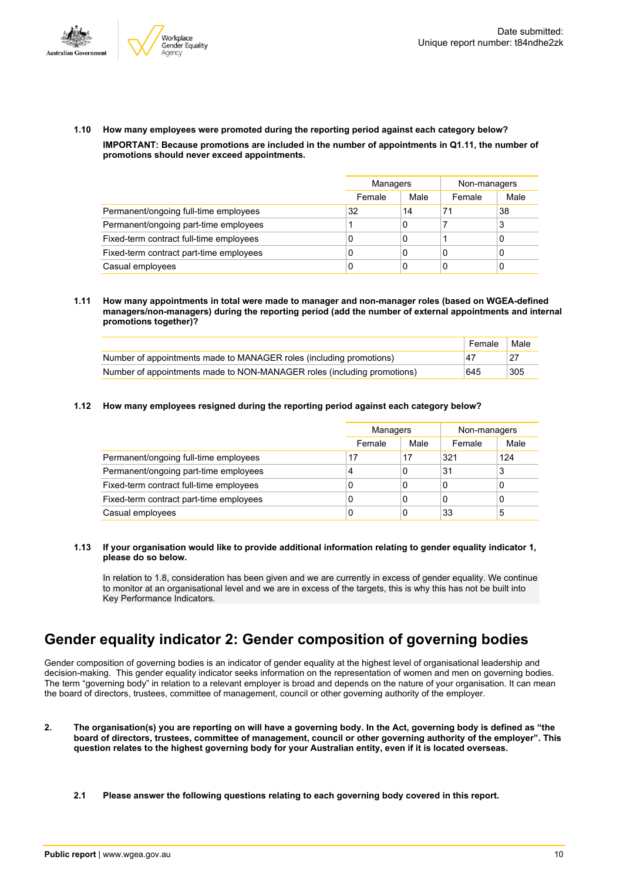**1.10 How many employees were promoted during the reporting period against each category below?**

**IMPORTANT: Because promotions are included in the number of appointments in Q1.11, the number of promotions should never exceed appointments.**

| | Managers | | Non-managers | |
|---|---|---|---|---|
| | Female | Male | Female | Male |
| Permanent/ongoing full-time employees | 32 | 14 | 71 | 38 |
| Permanent/ongoing part-time employees | 1 | 0 | 7 | 3 |
| Fixed-term contract full-time employees | 0 | 0 | 1 | 0 |
| Fixed-term contract part-time employees | 0 | 0 | 0 | 0 |
| Casual employees | 0 | 0 | 0 | 0 |

**1.11 How many appointments in total were made to manager and non-manager roles (based on WGEA-defined managers/non-managers) during the reporting period (add the number of external appointments and internal promotions together)?**

| | Female | Male |
|---|---|---|
| Number of appointments made to MANAGER roles (including promotions) | 47 | 27 |
| Number of appointments made to NON-MANAGER roles (including promotions) | 645 | 305 |

**1.12 How many employees resigned during the reporting period against each category below?**

| | Managers | | Non-managers | |
|---|---|---|---|---|
| | Female | Male | Female | Male |
| Permanent/ongoing full-time employees | 17 | 17 | 321 | 124 |
| Permanent/ongoing part-time employees | 4 | 0 | 31 | 3 |
| Fixed-term contract full-time employees | 0 | 0 | 0 | 0 |
| Fixed-term contract part-time employees | 0 | 0 | 0 | 0 |
| Casual employees | 0 | 0 | 33 | 5 |

**1.13 If your organisation would like to provide additional information relating to gender equality indicator 1, please do so below.**

In relation to 1.8, consideration has been given and we are currently in excess of gender equality. We continue to monitor at an organisational level and we are in excess of the targets, this is why this has not be built into Key Performance Indicators.

## Gender equality indicator 2: Gender composition of governing bodies

Gender composition of governing bodies is an indicator of gender equality at the highest level of organisational leadership and decision-making. This gender equality indicator seeks information on the representation of women and men on governing bodies. The term "governing body" in relation to a relevant employer is broad and depends on the nature of your organisation. It can mean the board of directors, trustees, committee of management, council or other governing authority of the employer.

**2. The organisation(s) you are reporting on will have a governing body. In the Act, governing body is defined as "the board of directors, trustees, committee of management, council or other governing authority of the employer". This question relates to the highest governing body for your Australian entity, even if it is located overseas.**

**2.1 Please answer the following questions relating to each governing body covered in this report.**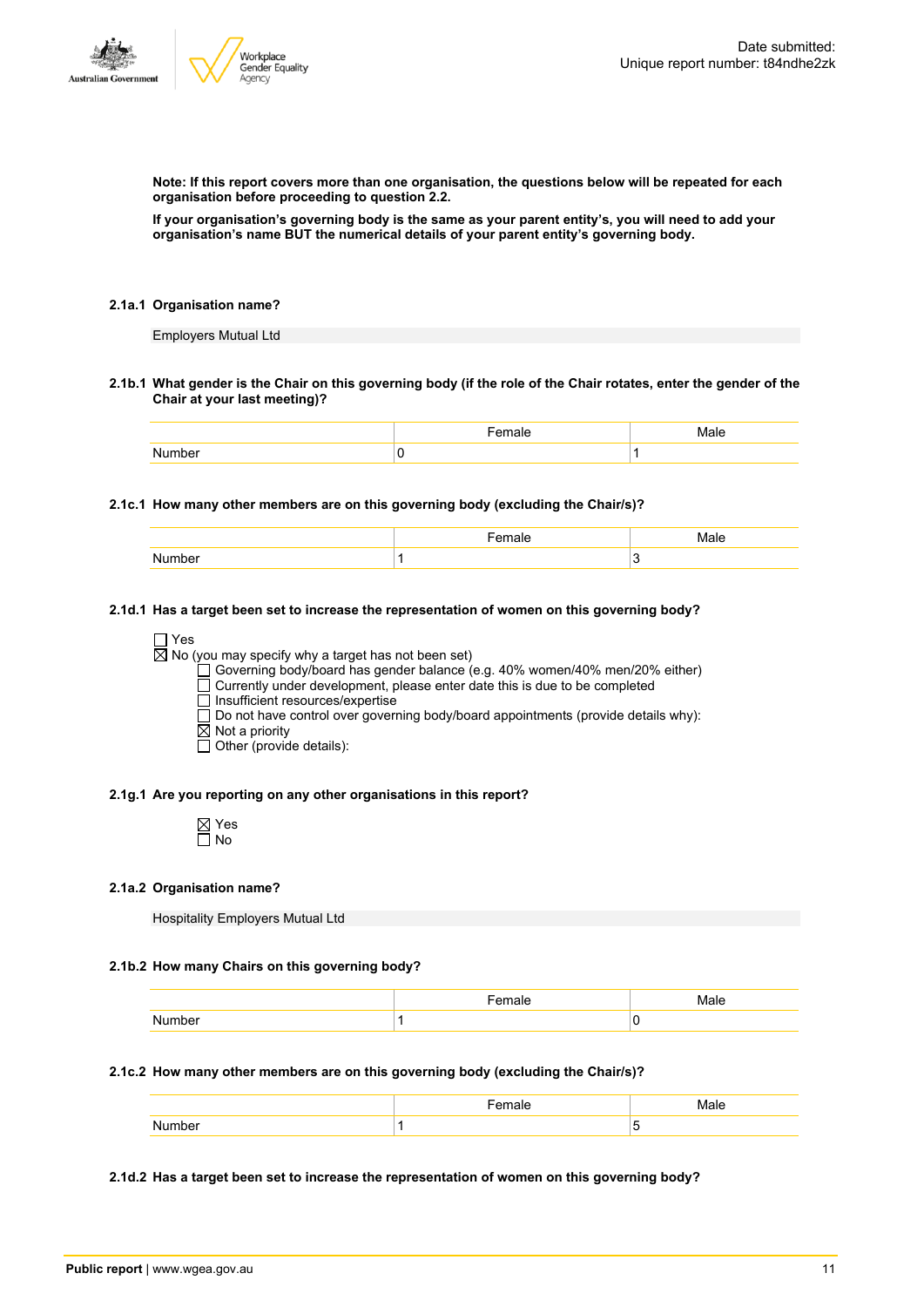**Note: If this report covers more than one organisation, the questions below will be repeated for each organisation before proceeding to question 2.2.**

**If your organisation's governing body is the same as your parent entity's, you will need to add your organisation's name BUT the numerical details of your parent entity's governing body.**

**2.1a.1 Organisation name?**

Employers Mutual Ltd

**2.1b.1 What gender is the Chair on this governing body (if the role of the Chair rotates, enter the gender of the Chair at your last meeting)?**

| | Female | Male |
|---|---|---|
| Number | 0 | 1 |

**2.1c.1 How many other members are on this governing body (excluding the Chair/s)?**

| | Female | Male |
|---|---|---|
| Number | 1 | 3 |

**2.1d.1 Has a target been set to increase the representation of women on this governing body?**

☐ Yes
☒ No (you may specify why a target has not been set)
- ☐ Governing body/board has gender balance (e.g. 40% women/40% men/20% either)
- ☐ Currently under development, please enter date this is due to be completed
- ☐ Insufficient resources/expertise
- ☐ Do not have control over governing body/board appointments (provide details why):
- ☒ Not a priority
- ☐ Other (provide details):

**2.1g.1 Are you reporting on any other organisations in this report?**

☒ Yes
☐ No

**2.1a.2 Organisation name?**

Hospitality Employers Mutual Ltd

**2.1b.2 How many Chairs on this governing body?**

| | Female | Male |
|---|---|---|
| Number | 1 | 0 |

**2.1c.2 How many other members are on this governing body (excluding the Chair/s)?**

| | Female | Male |
|---|---|---|
| Number | 1 | 5 |

**2.1d.2 Has a target been set to increase the representation of women on this governing body?**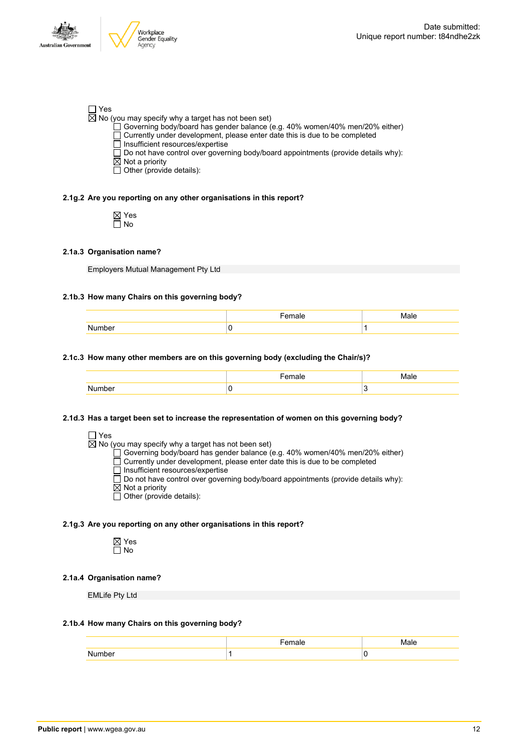☐ Yes
☒ No (you may specify why a target has not been set)
- ☐ Governing body/board has gender balance (e.g. 40% women/40% men/20% either)
- ☐ Currently under development, please enter date this is due to be completed
- ☐ Insufficient resources/expertise
- ☐ Do not have control over governing body/board appointments (provide details why):
- ☒ Not a priority
- ☐ Other (provide details):

**2.1g.2 Are you reporting on any other organisations in this report?**

☒ Yes
☐ No

**2.1a.3 Organisation name?**

Employers Mutual Management Pty Ltd

**2.1b.3 How many Chairs on this governing body?**

| | Female | Male |
|---|---|---|
| Number | 0 | 1 |

**2.1c.3 How many other members are on this governing body (excluding the Chair/s)?**

| | Female | Male |
|---|---|---|
| Number | 0 | 3 |

**2.1d.3 Has a target been set to increase the representation of women on this governing body?**

☐ Yes
☒ No (you may specify why a target has not been set)
- ☐ Governing body/board has gender balance (e.g. 40% women/40% men/20% either)
- ☐ Currently under development, please enter date this is due to be completed
- ☐ Insufficient resources/expertise
- ☐ Do not have control over governing body/board appointments (provide details why):
- ☒ Not a priority
- ☐ Other (provide details):

**2.1g.3 Are you reporting on any other organisations in this report?**

☒ Yes
☐ No

**2.1a.4 Organisation name?**

EMLife Pty Ltd

**2.1b.4 How many Chairs on this governing body?**

| | Female | Male |
|---|---|---|
| Number | 1 | 0 |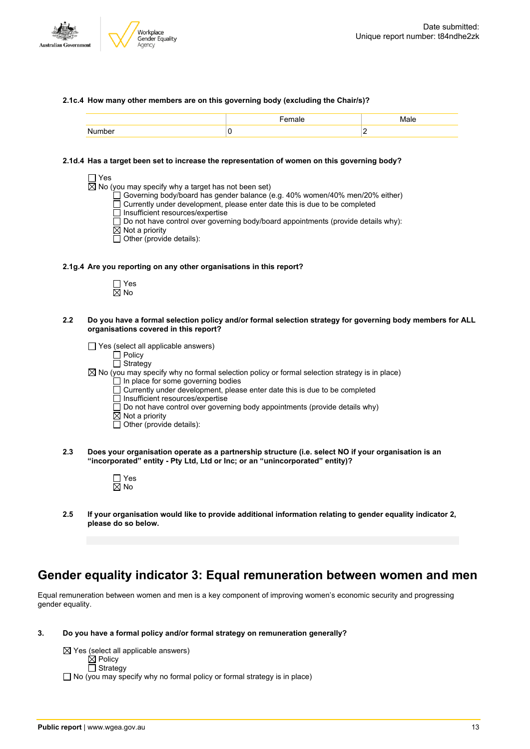**2.1c.4 How many other members are on this governing body (excluding the Chair/s)?**

| | Female | Male |
|---|---|---|
| Number | 0 | 2 |

**2.1d.4 Has a target been set to increase the representation of women on this governing body?**

☐ Yes
☒ No (you may specify why a target has not been set)
  ☐ Governing body/board has gender balance (e.g. 40% women/40% men/20% either)
  ☐ Currently under development, please enter date this is due to be completed
  ☐ Insufficient resources/expertise
  ☐ Do not have control over governing body/board appointments (provide details why):
  ☒ Not a priority
  ☐ Other (provide details):

**2.1g.4 Are you reporting on any other organisations in this report?**

☐ Yes
☒ No

**2.2 Do you have a formal selection policy and/or formal selection strategy for governing body members for ALL organisations covered in this report?**

☐ Yes (select all applicable answers)
  ☐ Policy
  ☐ Strategy
☒ No (you may specify why no formal selection policy or formal selection strategy is in place)
  ☐ In place for some governing bodies
  ☐ Currently under development, please enter date this is due to be completed
  ☐ Insufficient resources/expertise
  ☐ Do not have control over governing body appointments (provide details why)
  ☒ Not a priority
  ☐ Other (provide details):

**2.3 Does your organisation operate as a partnership structure (i.e. select NO if your organisation is an "incorporated" entity - Pty Ltd, Ltd or Inc; or an "unincorporated" entity)?**

☐ Yes
☒ No

**2.5 If your organisation would like to provide additional information relating to gender equality indicator 2, please do so below.**

# Gender equality indicator 3: Equal remuneration between women and men

Equal remuneration between women and men is a key component of improving women's economic security and progressing gender equality.

**3. Do you have a formal policy and/or formal strategy on remuneration generally?**

☒ Yes (select all applicable answers)
  ☒ Policy
  ☐ Strategy
☐ No (you may specify why no formal policy or formal strategy is in place)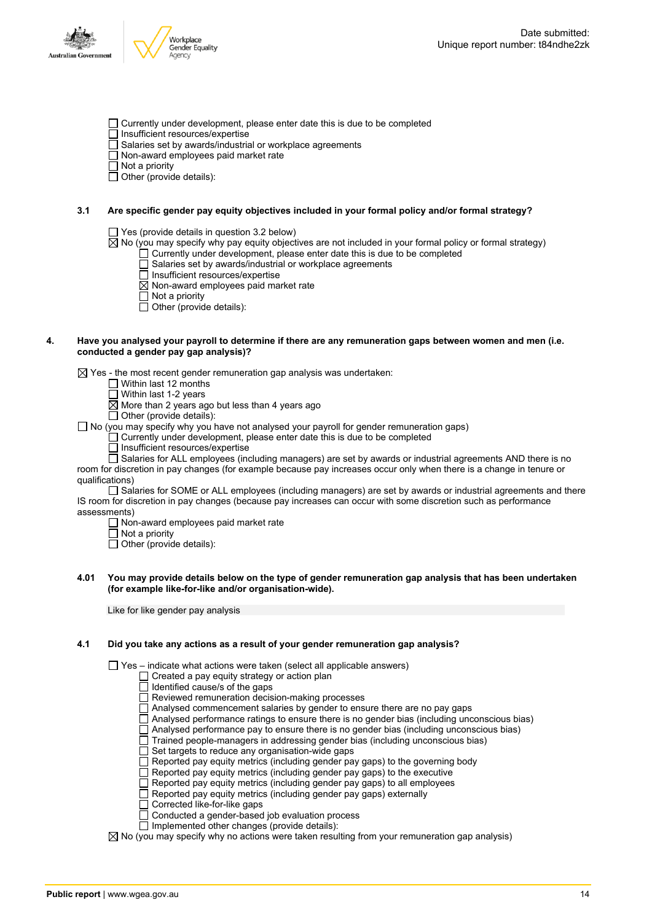- ☐ Currently under development, please enter date this is due to be completed
- ☐ Insufficient resources/expertise
- ☐ Salaries set by awards/industrial or workplace agreements
- ☐ Non-award employees paid market rate
- ☐ Not a priority
- ☐ Other (provide details):

**3.1 Are specific gender pay equity objectives included in your formal policy and/or formal strategy?**

- ☐ Yes (provide details in question 3.2 below)
- ☒ No (you may specify why pay equity objectives are not included in your formal policy or formal strategy)
  - ☐ Currently under development, please enter date this is due to be completed
  - ☐ Salaries set by awards/industrial or workplace agreements
  - ☐ Insufficient resources/expertise
  - ☒ Non-award employees paid market rate
  - ☐ Not a priority
  - ☐ Other (provide details):

**4. Have you analysed your payroll to determine if there are any remuneration gaps between women and men (i.e. conducted a gender pay gap analysis)?**

- ☒ Yes - the most recent gender remuneration gap analysis was undertaken:
  - ☐ Within last 12 months
  - ☐ Within last 1-2 years
  - ☒ More than 2 years ago but less than 4 years ago
  - ☐ Other (provide details):
- ☐ No (you may specify why you have not analysed your payroll for gender remuneration gaps)
  - ☐ Currently under development, please enter date this is due to be completed
  - ☐ Insufficient resources/expertise
  - ☐ Salaries for ALL employees (including managers) are set by awards or industrial agreements AND there is no room for discretion in pay changes (for example because pay increases occur only when there is a change in tenure or qualifications)
  - ☐ Salaries for SOME or ALL employees (including managers) are set by awards or industrial agreements and there IS room for discretion in pay changes (because pay increases can occur with some discretion such as performance assessments)
  - ☐ Non-award employees paid market rate
  - ☐ Not a priority
  - ☐ Other (provide details):

**4.01 You may provide details below on the type of gender remuneration gap analysis that has been undertaken (for example like-for-like and/or organisation-wide).**

Like for like gender pay analysis

**4.1 Did you take any actions as a result of your gender remuneration gap analysis?**

- ☐ Yes – indicate what actions were taken (select all applicable answers)
  - ☐ Created a pay equity strategy or action plan
  - ☐ Identified cause/s of the gaps
  - ☐ Reviewed remuneration decision-making processes
  - ☐ Analysed commencement salaries by gender to ensure there are no pay gaps
  - ☐ Analysed performance ratings to ensure there is no gender bias (including unconscious bias)
  - ☐ Analysed performance pay to ensure there is no gender bias (including unconscious bias)
  - ☐ Trained people-managers in addressing gender bias (including unconscious bias)
  - ☐ Set targets to reduce any organisation-wide gaps
  - ☐ Reported pay equity metrics (including gender pay gaps) to the governing body
  - ☐ Reported pay equity metrics (including gender pay gaps) to the executive
  - ☐ Reported pay equity metrics (including gender pay gaps) to all employees
  - ☐ Reported pay equity metrics (including gender pay gaps) externally
  - ☐ Corrected like-for-like gaps
  - ☐ Conducted a gender-based job evaluation process
  - ☐ Implemented other changes (provide details):
- ☒ No (you may specify why no actions were taken resulting from your remuneration gap analysis)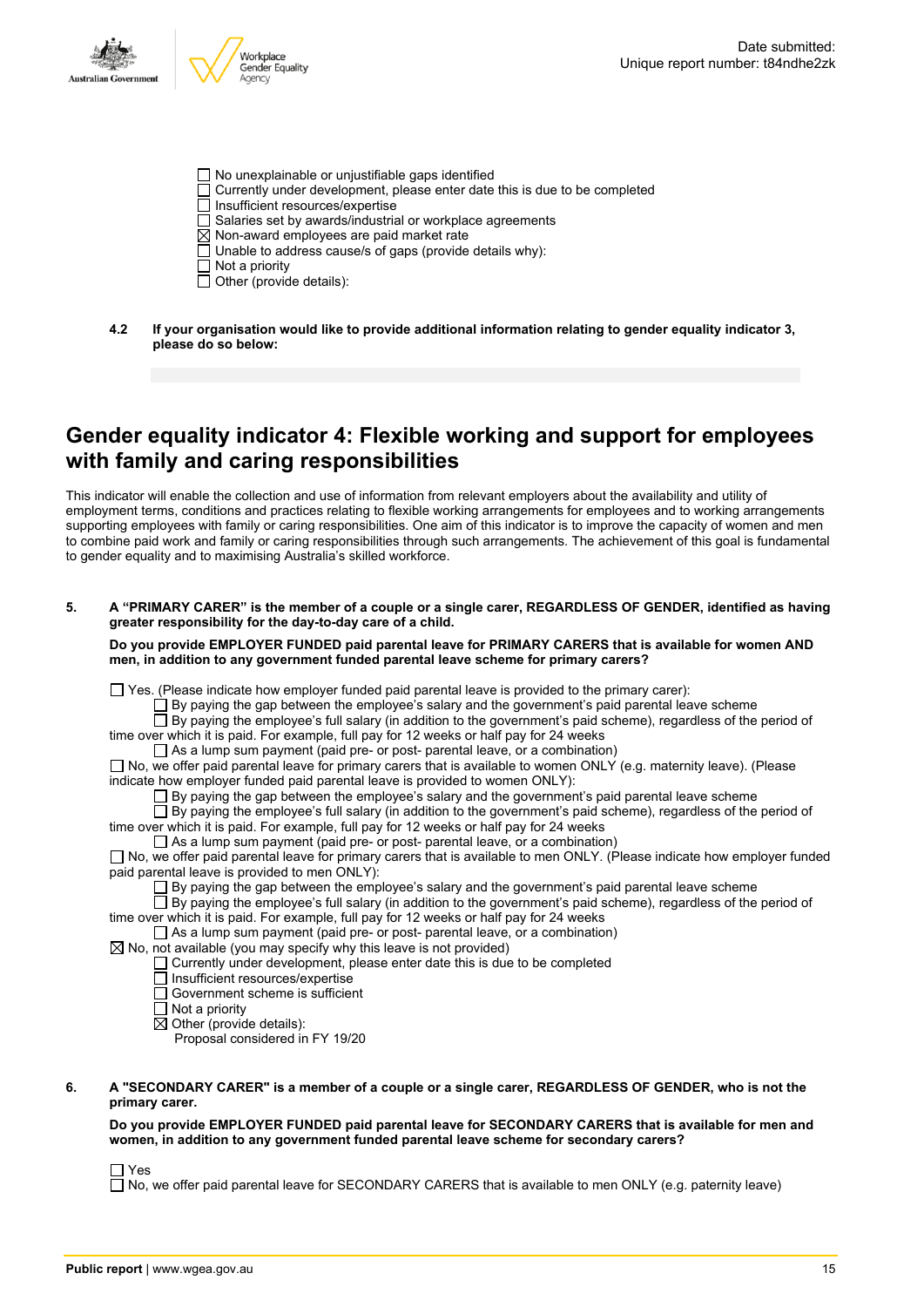- ☐ No unexplainable or unjustifiable gaps identified
- ☐ Currently under development, please enter date this is due to be completed
- ☐ Insufficient resources/expertise
- ☐ Salaries set by awards/industrial or workplace agreements
- ☒ Non-award employees are paid market rate
- ☐ Unable to address cause/s of gaps (provide details why):
- ☐ Not a priority
- ☐ Other (provide details):

**4.2 If your organisation would like to provide additional information relating to gender equality indicator 3, please do so below:**

## Gender equality indicator 4: Flexible working and support for employees with family and caring responsibilities

This indicator will enable the collection and use of information from relevant employers about the availability and utility of employment terms, conditions and practices relating to flexible working arrangements for employees and to working arrangements supporting employees with family or caring responsibilities. One aim of this indicator is to improve the capacity of women and men to combine paid work and family or caring responsibilities through such arrangements. The achievement of this goal is fundamental to gender equality and to maximising Australia's skilled workforce.

**5. A "PRIMARY CARER" is the member of a couple or a single carer, REGARDLESS OF GENDER, identified as having greater responsibility for the day-to-day care of a child.**

**Do you provide EMPLOYER FUNDED paid parental leave for PRIMARY CARERS that is available for women AND men, in addition to any government funded parental leave scheme for primary carers?**

- ☐ Yes. (Please indicate how employer funded paid parental leave is provided to the primary carer):
  - ☐ By paying the gap between the employee's salary and the government's paid parental leave scheme
  - ☐ By paying the employee's full salary (in addition to the government's paid scheme), regardless of the period of time over which it is paid. For example, full pay for 12 weeks or half pay for 24 weeks
  - ☐ As a lump sum payment (paid pre- or post- parental leave, or a combination)
- ☐ No, we offer paid parental leave for primary carers that is available to women ONLY (e.g. maternity leave). (Please indicate how employer funded paid parental leave is provided to women ONLY):
  - ☐ By paying the gap between the employee's salary and the government's paid parental leave scheme
  - ☐ By paying the employee's full salary (in addition to the government's paid scheme), regardless of the period of time over which it is paid. For example, full pay for 12 weeks or half pay for 24 weeks
  - ☐ As a lump sum payment (paid pre- or post- parental leave, or a combination)
- ☐ No, we offer paid parental leave for primary carers that is available to men ONLY. (Please indicate how employer funded paid parental leave is provided to men ONLY):
  - ☐ By paying the gap between the employee's salary and the government's paid parental leave scheme
  - ☐ By paying the employee's full salary (in addition to the government's paid scheme), regardless of the period of time over which it is paid. For example, full pay for 12 weeks or half pay for 24 weeks
  - ☐ As a lump sum payment (paid pre- or post- parental leave, or a combination)
- ☒ No, not available (you may specify why this leave is not provided)
  - ☐ Currently under development, please enter date this is due to be completed
  - ☐ Insufficient resources/expertise
  - ☐ Government scheme is sufficient
  - ☐ Not a priority
  - ☒ Other (provide details):
    Proposal considered in FY 19/20

**6. A "SECONDARY CARER" is a member of a couple or a single carer, REGARDLESS OF GENDER, who is not the primary carer.**

**Do you provide EMPLOYER FUNDED paid parental leave for SECONDARY CARERS that is available for men and women, in addition to any government funded parental leave scheme for secondary carers?**

- ☐ Yes
- ☐ No, we offer paid parental leave for SECONDARY CARERS that is available to men ONLY (e.g. paternity leave)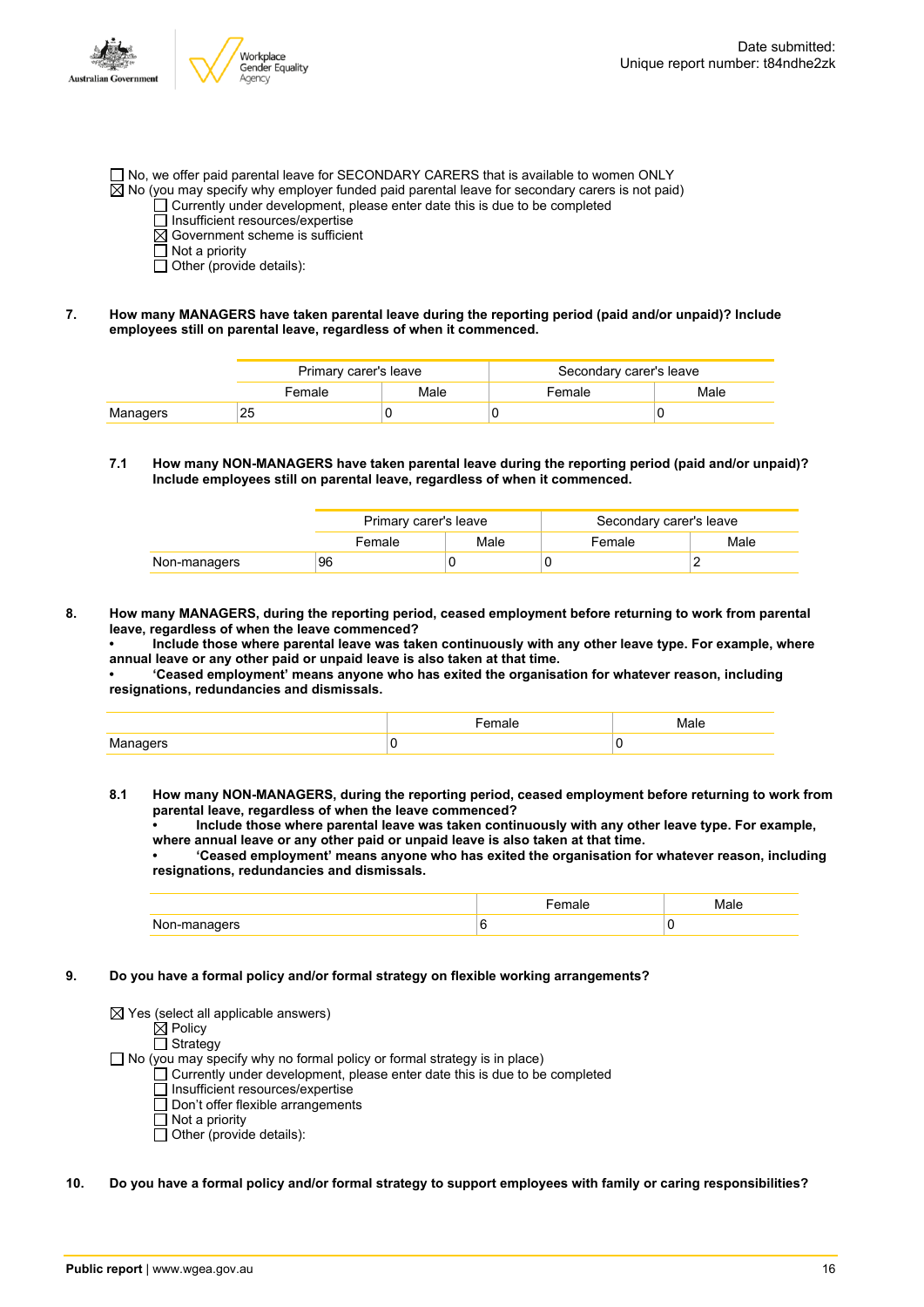☐ No, we offer paid parental leave for SECONDARY CARERS that is available to women ONLY
☒ No (you may specify why employer funded paid parental leave for secondary carers is not paid)
- ☐ Currently under development, please enter date this is due to be completed
- ☐ Insufficient resources/expertise
- ☒ Government scheme is sufficient
- ☐ Not a priority
- ☐ Other (provide details):

**7. How many MANAGERS have taken parental leave during the reporting period (paid and/or unpaid)? Include employees still on parental leave, regardless of when it commenced.**

| | Primary carer's leave | | Secondary carer's leave | |
|---|---|---|---|---|
| | Female | Male | Female | Male |
| Managers | 25 | 0 | 0 | 0 |

**7.1 How many NON-MANAGERS have taken parental leave during the reporting period (paid and/or unpaid)? Include employees still on parental leave, regardless of when it commenced.**

| | Primary carer's leave | | Secondary carer's leave | |
|---|---|---|---|---|
| | Female | Male | Female | Male |
| Non-managers | 96 | 0 | 0 | 2 |

**8. How many MANAGERS, during the reporting period, ceased employment before returning to work from parental leave, regardless of when the leave commenced?**
**• Include those where parental leave was taken continuously with any other leave type. For example, where annual leave or any other paid or unpaid leave is also taken at that time.**
**• 'Ceased employment' means anyone who has exited the organisation for whatever reason, including resignations, redundancies and dismissals.**

| | Female | Male |
|---|---|---|
| Managers | 0 | 0 |

**8.1 How many NON-MANAGERS, during the reporting period, ceased employment before returning to work from parental leave, regardless of when the leave commenced?**
**• Include those where parental leave was taken continuously with any other leave type. For example, where annual leave or any other paid or unpaid leave is also taken at that time.**
**• 'Ceased employment' means anyone who has exited the organisation for whatever reason, including resignations, redundancies and dismissals.**

| | Female | Male |
|---|---|---|
| Non-managers | 6 | 0 |

**9. Do you have a formal policy and/or formal strategy on flexible working arrangements?**

☒ Yes (select all applicable answers)
- ☒ Policy
- ☐ Strategy

☐ No (you may specify why no formal policy or formal strategy is in place)
- ☐ Currently under development, please enter date this is due to be completed
- ☐ Insufficient resources/expertise
- ☐ Don't offer flexible arrangements
- ☐ Not a priority
- ☐ Other (provide details):

**10. Do you have a formal policy and/or formal strategy to support employees with family or caring responsibilities?**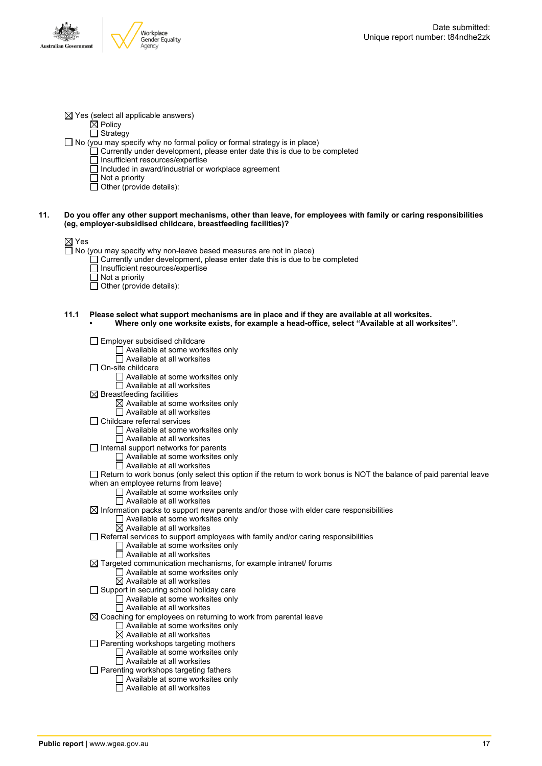☒ Yes (select all applicable answers)
- ☒ Policy
- ☐ Strategy

☐ No (you may specify why no formal policy or formal strategy is in place)
- ☐ Currently under development, please enter date this is due to be completed
- ☐ Insufficient resources/expertise
- ☐ Included in award/industrial or workplace agreement
- ☐ Not a priority
- ☐ Other (provide details):

**11. Do you offer any other support mechanisms, other than leave, for employees with family or caring responsibilities (eg, employer-subsidised childcare, breastfeeding facilities)?**

☒ Yes

☐ No (you may specify why non-leave based measures are not in place)
- ☐ Currently under development, please enter date this is due to be completed
- ☐ Insufficient resources/expertise
- ☐ Not a priority
- ☐ Other (provide details):

**11.1 Please select what support mechanisms are in place and if they are available at all worksites.**
- **Where only one worksite exists, for example a head-office, select "Available at all worksites".**

☐ Employer subsidised childcare
- ☐ Available at some worksites only
- ☐ Available at all worksites

☐ On-site childcare
- ☐ Available at some worksites only
- ☐ Available at all worksites

☒ Breastfeeding facilities
- ☒ Available at some worksites only
- ☐ Available at all worksites

☐ Childcare referral services
- ☐ Available at some worksites only
- ☐ Available at all worksites

☐ Internal support networks for parents
- ☐ Available at some worksites only
- ☐ Available at all worksites

☐ Return to work bonus (only select this option if the return to work bonus is NOT the balance of paid parental leave when an employee returns from leave)
- ☐ Available at some worksites only
- ☐ Available at all worksites

☒ Information packs to support new parents and/or those with elder care responsibilities
- ☐ Available at some worksites only
- ☒ Available at all worksites

☐ Referral services to support employees with family and/or caring responsibilities
- ☐ Available at some worksites only
- ☐ Available at all worksites

☒ Targeted communication mechanisms, for example intranet/ forums
- ☐ Available at some worksites only
- ☒ Available at all worksites

☐ Support in securing school holiday care
- ☐ Available at some worksites only
- ☐ Available at all worksites

☒ Coaching for employees on returning to work from parental leave
- ☐ Available at some worksites only
- ☒ Available at all worksites

☐ Parenting workshops targeting mothers
- ☐ Available at some worksites only
- ☐ Available at all worksites

☐ Parenting workshops targeting fathers
- ☐ Available at some worksites only
- ☐ Available at all worksites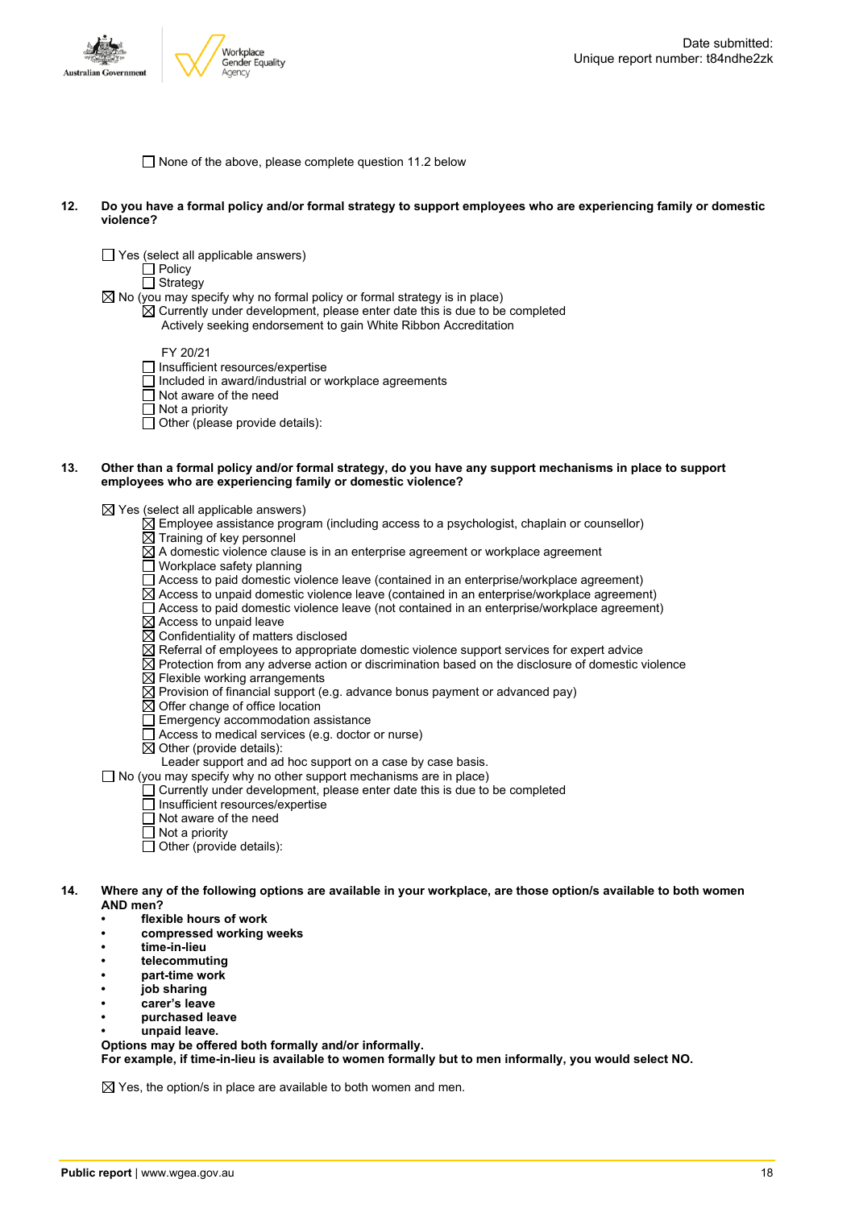☐ None of the above, please complete question 11.2 below

**12. Do you have a formal policy and/or formal strategy to support employees who are experiencing family or domestic violence?**

☐ Yes (select all applicable answers)
   ☐ Policy
   ☐ Strategy
☒ No (you may specify why no formal policy or formal strategy is in place)
   ☒ Currently under development, please enter date this is due to be completed
      Actively seeking endorsement to gain White Ribbon Accreditation

      FY 20/21
   ☐ Insufficient resources/expertise
   ☐ Included in award/industrial or workplace agreements
   ☐ Not aware of the need
   ☐ Not a priority
   ☐ Other (please provide details):

**13. Other than a formal policy and/or formal strategy, do you have any support mechanisms in place to support employees who are experiencing family or domestic violence?**

☒ Yes (select all applicable answers)
   ☒ Employee assistance program (including access to a psychologist, chaplain or counsellor)
   ☒ Training of key personnel
   ☒ A domestic violence clause is in an enterprise agreement or workplace agreement
   ☐ Workplace safety planning
   ☐ Access to paid domestic violence leave (contained in an enterprise/workplace agreement)
   ☒ Access to unpaid domestic violence leave (contained in an enterprise/workplace agreement)
   ☐ Access to paid domestic violence leave (not contained in an enterprise/workplace agreement)
   ☒ Access to unpaid leave
   ☒ Confidentiality of matters disclosed
   ☒ Referral of employees to appropriate domestic violence support services for expert advice
   ☒ Protection from any adverse action or discrimination based on the disclosure of domestic violence
   ☒ Flexible working arrangements
   ☒ Provision of financial support (e.g. advance bonus payment or advanced pay)
   ☒ Offer change of office location
   ☐ Emergency accommodation assistance
   ☐ Access to medical services (e.g. doctor or nurse)
   ☒ Other (provide details):
      Leader support and ad hoc support on a case by case basis.
☐ No (you may specify why no other support mechanisms are in place)
   ☐ Currently under development, please enter date this is due to be completed
   ☐ Insufficient resources/expertise
   ☐ Not aware of the need
   ☐ Not a priority
   ☐ Other (provide details):

**14. Where any of the following options are available in your workplace, are those option/s available to both women AND men?**

- **flexible hours of work**
- **compressed working weeks**
- **time-in-lieu**
- **telecommuting**
- **part-time work**
- **job sharing**
- **carer's leave**
- **purchased leave**
- **unpaid leave.**

**Options may be offered both formally and/or informally.**
**For example, if time-in-lieu is available to women formally but to men informally, you would select NO.**

☒ Yes, the option/s in place are available to both women and men.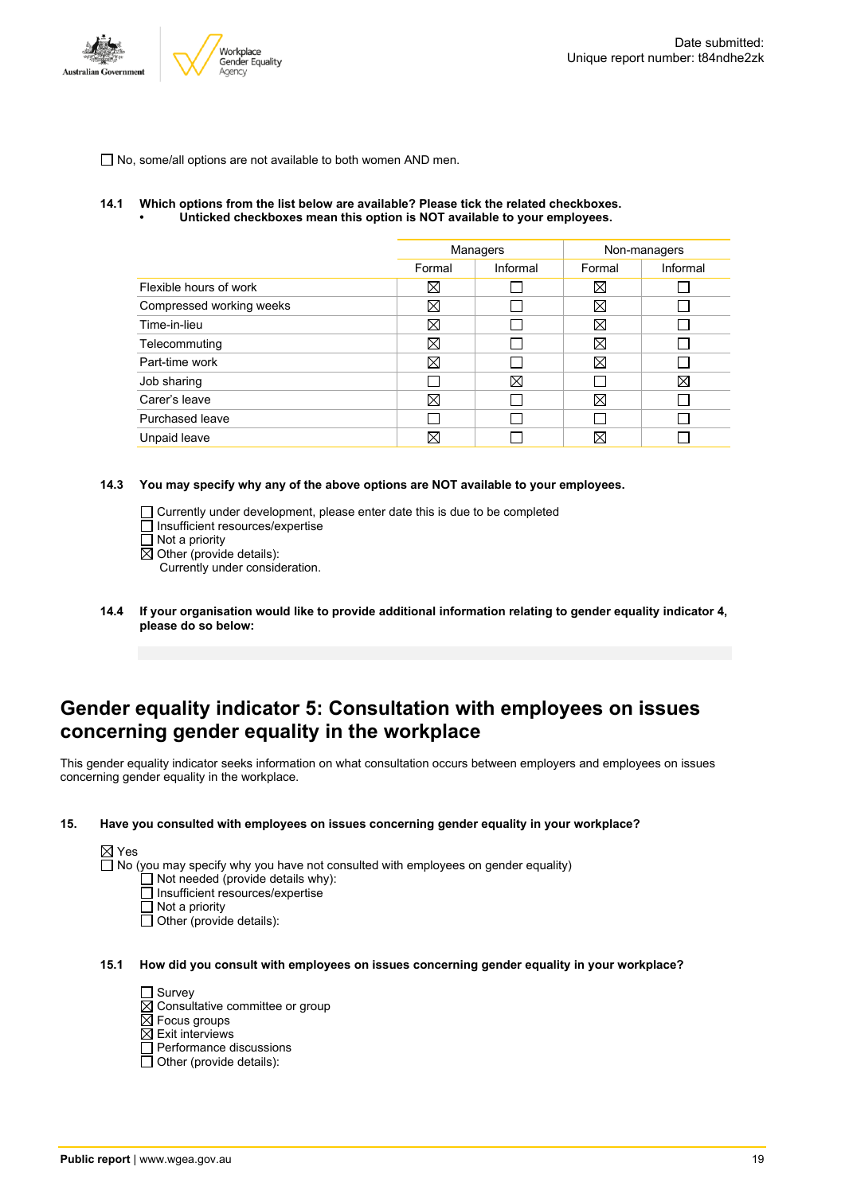☐ No, some/all options are not available to both women AND men.

**14.1 Which options from the list below are available? Please tick the related checkboxes.**
**• Unticked checkboxes mean this option is NOT available to your employees.**

| | Managers | | Non-managers | |
|---|---|---|---|---|
| | Formal | Informal | Formal | Informal |
| Flexible hours of work | ☒ | ☐ | ☒ | ☐ |
| Compressed working weeks | ☒ | ☐ | ☒ | ☐ |
| Time-in-lieu | ☒ | ☐ | ☒ | ☐ |
| Telecommuting | ☒ | ☐ | ☒ | ☐ |
| Part-time work | ☒ | ☐ | ☒ | ☐ |
| Job sharing | ☐ | ☒ | ☐ | ☒ |
| Carer's leave | ☒ | ☐ | ☒ | ☐ |
| Purchased leave | ☐ | ☐ | ☐ | ☐ |
| Unpaid leave | ☒ | ☐ | ☒ | ☐ |

**14.3 You may specify why any of the above options are NOT available to your employees.**

☐ Currently under development, please enter date this is due to be completed
☐ Insufficient resources/expertise
☐ Not a priority
☒ Other (provide details):
Currently under consideration.

**14.4 If your organisation would like to provide additional information relating to gender equality indicator 4, please do so below:**

# Gender equality indicator 5: Consultation with employees on issues concerning gender equality in the workplace

This gender equality indicator seeks information on what consultation occurs between employers and employees on issues concerning gender equality in the workplace.

**15. Have you consulted with employees on issues concerning gender equality in your workplace?**

☒ Yes
☐ No (you may specify why you have not consulted with employees on gender equality)
☐ Not needed (provide details why):
☐ Insufficient resources/expertise
☐ Not a priority
☐ Other (provide details):

**15.1 How did you consult with employees on issues concerning gender equality in your workplace?**

☐ Survey
☒ Consultative committee or group
☒ Focus groups
☒ Exit interviews
☐ Performance discussions
☐ Other (provide details):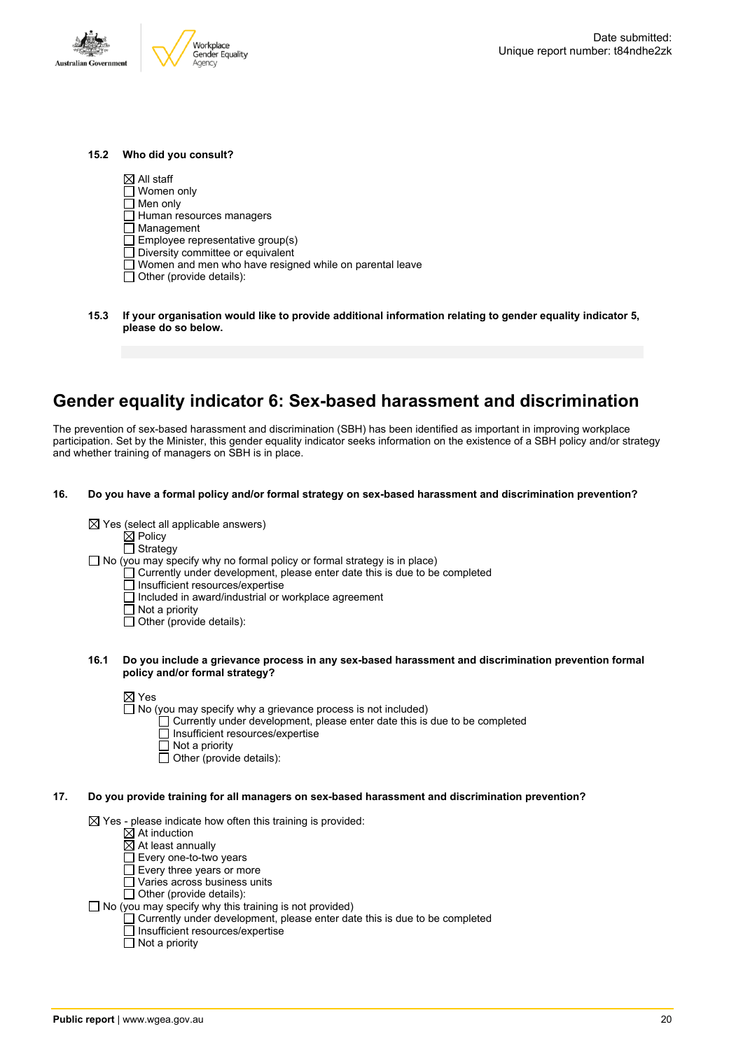**15.2 Who did you consult?**

- ☒ All staff
- ☐ Women only
- ☐ Men only
- ☐ Human resources managers
- ☐ Management
- ☐ Employee representative group(s)
- ☐ Diversity committee or equivalent
- ☐ Women and men who have resigned while on parental leave
- ☐ Other (provide details):

**15.3 If your organisation would like to provide additional information relating to gender equality indicator 5, please do so below.**

# Gender equality indicator 6: Sex-based harassment and discrimination

The prevention of sex-based harassment and discrimination (SBH) has been identified as important in improving workplace participation. Set by the Minister, this gender equality indicator seeks information on the existence of a SBH policy and/or strategy and whether training of managers on SBH is in place.

**16. Do you have a formal policy and/or formal strategy on sex-based harassment and discrimination prevention?**

- ☒ Yes (select all applicable answers)
  - ☒ Policy
  - ☐ Strategy
- ☐ No (you may specify why no formal policy or formal strategy is in place)
  - ☐ Currently under development, please enter date this is due to be completed
  - ☐ Insufficient resources/expertise
  - ☐ Included in award/industrial or workplace agreement
  - ☐ Not a priority
  - ☐ Other (provide details):

**16.1 Do you include a grievance process in any sex-based harassment and discrimination prevention formal policy and/or formal strategy?**

- ☒ Yes
- ☐ No (you may specify why a grievance process is not included)
  - ☐ Currently under development, please enter date this is due to be completed
  - ☐ Insufficient resources/expertise
  - ☐ Not a priority
  - ☐ Other (provide details):

**17. Do you provide training for all managers on sex-based harassment and discrimination prevention?**

- ☒ Yes - please indicate how often this training is provided:
  - ☒ At induction
  - ☒ At least annually
  - ☐ Every one-to-two years
  - ☐ Every three years or more
  - ☐ Varies across business units
  - ☐ Other (provide details):
- ☐ No (you may specify why this training is not provided)
  - ☐ Currently under development, please enter date this is due to be completed
  - ☐ Insufficient resources/expertise
  - ☐ Not a priority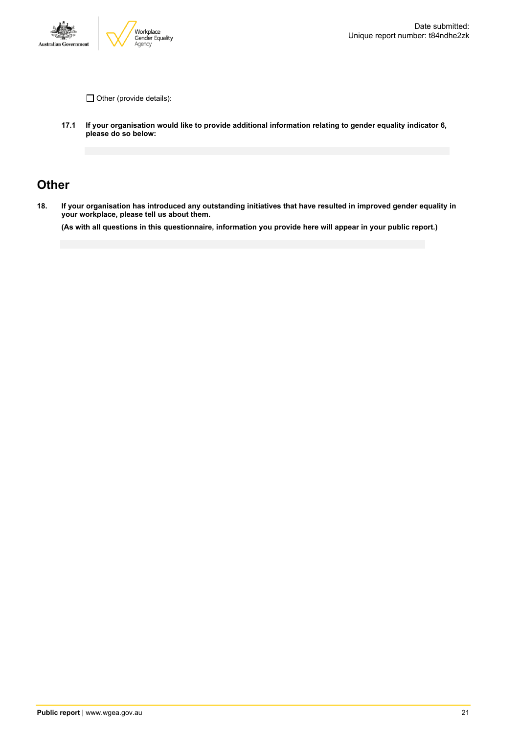☐ Other (provide details):

**17.1 If your organisation would like to provide additional information relating to gender equality indicator 6, please do so below:**

## Other

**18. If your organisation has introduced any outstanding initiatives that have resulted in improved gender equality in your workplace, please tell us about them.**

**(As with all questions in this questionnaire, information you provide here will appear in your public report.)**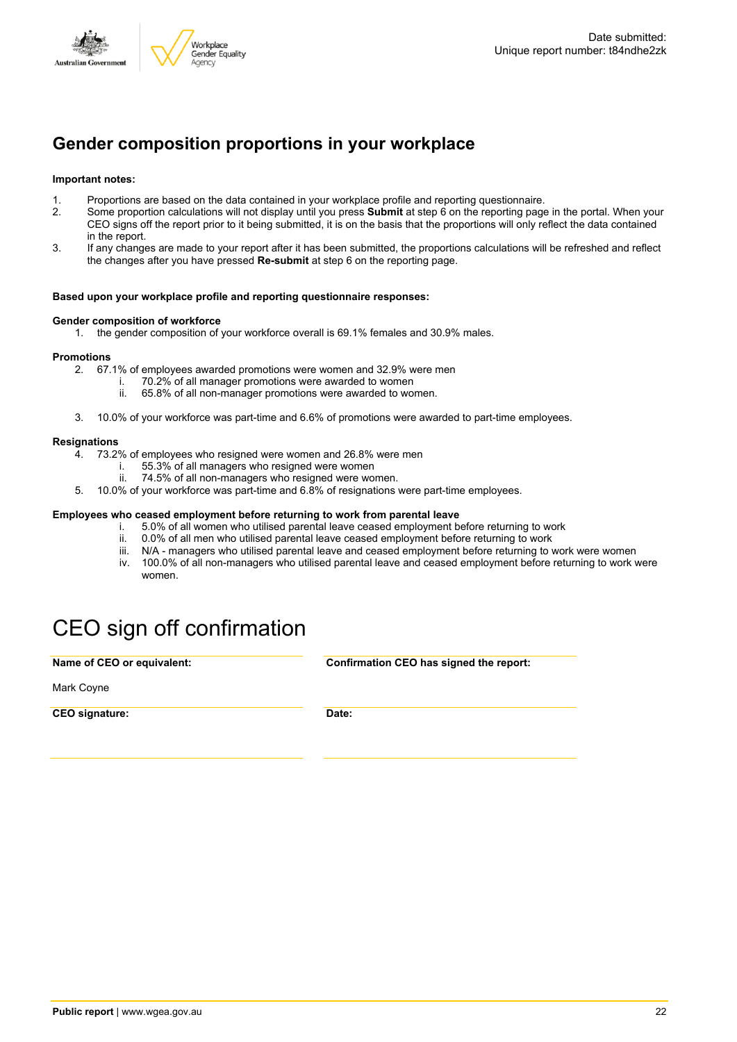## Gender composition proportions in your workplace

**Important notes:**

1. Proportions are based on the data contained in your workplace profile and reporting questionnaire.
2. Some proportion calculations will not display until you press **Submit** at step 6 on the reporting page in the portal. When your CEO signs off the report prior to it being submitted, it is on the basis that the proportions will only reflect the data contained in the report.
3. If any changes are made to your report after it has been submitted, the proportions calculations will be refreshed and reflect the changes after you have pressed **Re-submit** at step 6 on the reporting page.

**Based upon your workplace profile and reporting questionnaire responses:**

**Gender composition of workforce**

1. the gender composition of your workforce overall is 69.1% females and 30.9% males.

**Promotions**

2. 67.1% of employees awarded promotions were women and 32.9% were men
   i. 70.2% of all manager promotions were awarded to women
   ii. 65.8% of all non-manager promotions were awarded to women.
3. 10.0% of your workforce was part-time and 6.6% of promotions were awarded to part-time employees.

**Resignations**

4. 73.2% of employees who resigned were women and 26.8% were men
   i. 55.3% of all managers who resigned were women
   ii. 74.5% of all non-managers who resigned were women.
5. 10.0% of your workforce was part-time and 6.8% of resignations were part-time employees.

**Employees who ceased employment before returning to work from parental leave**

i. 5.0% of all women who utilised parental leave ceased employment before returning to work
ii. 0.0% of all men who utilised parental leave ceased employment before returning to work
iii. N/A - managers who utilised parental leave and ceased employment before returning to work were women
iv. 100.0% of all non-managers who utilised parental leave and ceased employment before returning to work were women.

# CEO sign off confirmation

| | |
|---|---|
| **Name of CEO or equivalent:** | **Confirmation CEO has signed the report:** |
| Mark Coyne | |
| **CEO signature:** | **Date:** |